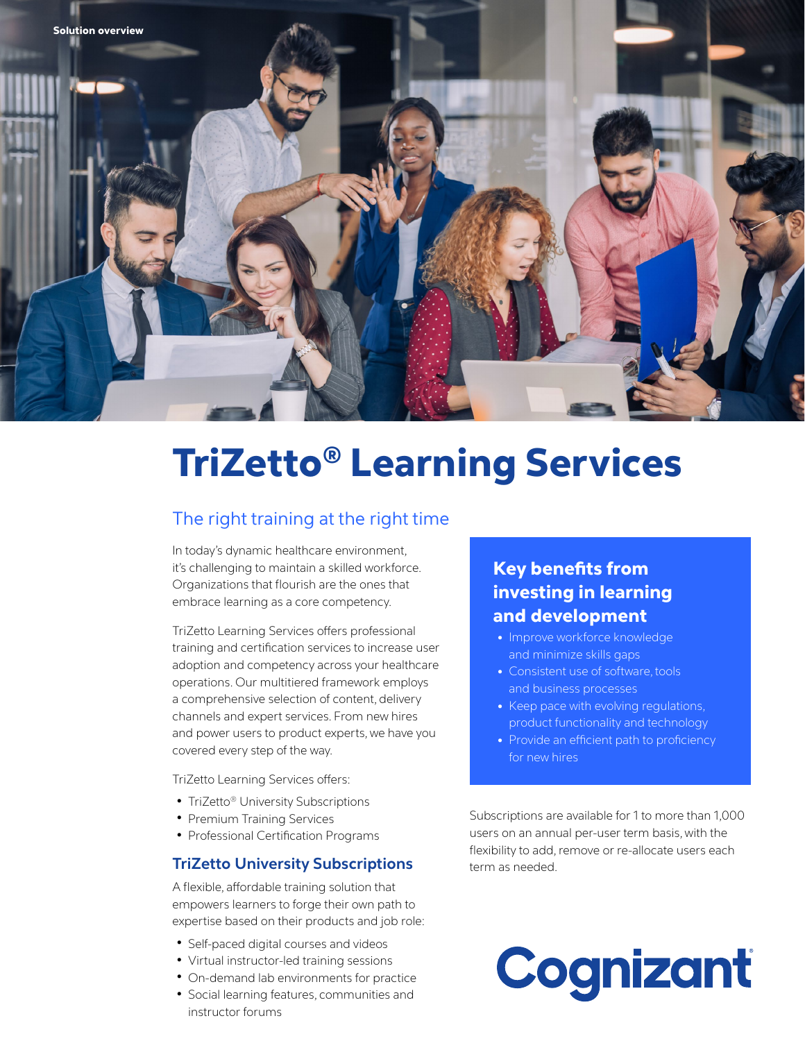Solution overview

# TriZetto® Learning Services

## The right training at the right time

In today's dynamic healthcare environment, it's challenging to maintain a skilled workforce. Organizations that flourish are the ones that embrace learning as a core competency.

TriZetto Learning Services offers professional training and certification services to increase user adoption and competency across your healthcare operations. Our multitiered framework employs a comprehensive selection of content, delivery channels and expert services. From new hires and power users to product experts, we have you covered every step of the way.

TriZetto Learning Services offers:

- TriZetto® University Subscriptions
- Premium Training Services
- Professional Certification Programs

### TriZetto University Subscriptions

A flexible, affordable training solution that empowers learners to forge their own path to expertise based on their products and job role:

- Self-paced digital courses and videos
- Virtual instructor-led training sessions
- On-demand lab environments for practice
- Social learning features, communities and instructor forums

### Key benefits from investing in learning and development

- Improve workforce knowledge and minimize skills gaps
- Consistent use of software, tools and business processes
- Keep pace with evolving regulations, product functionality and technology
- Provide an efficient path to proficiency for new hires

Subscriptions are available for 1 to more than 1,000 users on an annual per-user term basis, with the flexibility to add, remove or re-allocate users each term as needed.

Cognizant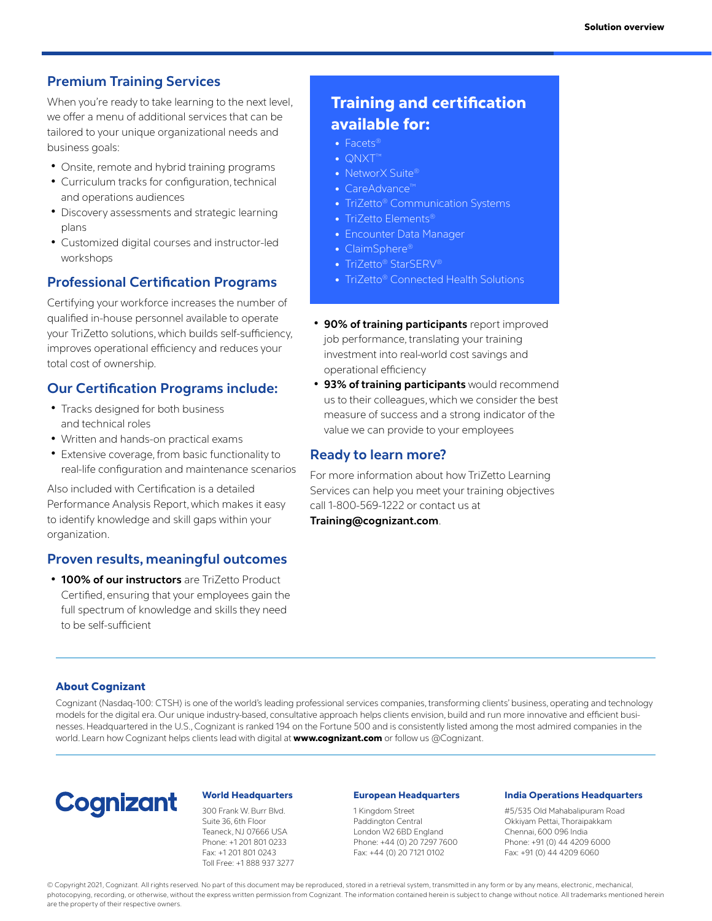## Premium Training Services

When you're ready to take learning to the next level, we offer a menu of additional services that can be tailored to your unique organizational needs and business goals:

- Onsite, remote and hybrid training programs
- Curriculum tracks for configuration, technical and operations audiences
- Discovery assessments and strategic learning plans
- Customized digital courses and instructor-led workshops

## Professional Certification Programs

Certifying your workforce increases the number of qualified in-house personnel available to operate your TriZetto solutions, which builds self-sufficiency, improves operational efficiency and reduces your total cost of ownership.

## Our Certification Programs include:

- Tracks designed for both business and technical roles
- Written and hands-on practical exams
- Extensive coverage, from basic functionality to real-life configuration and maintenance scenarios

Also included with Certification is a detailed Performance Analysis Report, which makes it easy to identify knowledge and skill gaps within your organization.

## Proven results, meaningful outcomes

- **100% of our instructors** are TriZetto Product Certified, ensuring that your employees gain the full spectrum of knowledge and skills they need to be self-sufficient
- **90% of training participants** report improved job performance, translating your training investment into real-world cost savings and operational efficiency
- **93% of training participants** would recommend us to their colleagues, which we consider the best measure of success and a strong indicator of the value we can provide to your employees

## Training and certification available for:

- Facets®
- QNXT™
- NetworX Suite®
- CareAdvance™
- TriZetto® Communication Systems
- TriZetto Elements®
- Encounter Data Manager
- ClaimSphere®
- TriZetto® StarSERV®
- TriZetto® Connected Health Solutions

## Ready to learn more?

For more information about how TriZetto Learning Services can help you meet your training objectives call 1-800-569-1222 or contact us at **Training@cognizant.com**.

### About Cognizant

Cognizant (Nasdaq-100: CTSH) is one of the world's leading professional services companies, transforming clients' business, operating and technology models for the digital era. Our unique industry-based, consultative approach helps clients envision, build and run more innovative and efficient businesses. Headquartered in the U.S., Cognizant is ranked 194 on the Fortune 500 and is consistently listed among the most admired companies in the world. Learn how Cognizant helps clients lead with digital at **www.cognizant.com** or follow us @Cognizant.

Cognizant

**World Headquarters**
300 Frank W. Burr Blvd.
Suite 36, 6th Floor
Teaneck, NJ 07666 USA
Phone: +1 201 801 0233
Fax: +1 201 801 0243
Toll Free: +1 888 937 3277

**European Headquarters**
1 Kingdom Street
Paddington Central
London W2 6BD England
Phone: +44 (0) 20 7297 7600
Fax: +44 (0) 20 7121 0102

**India Operations Headquarters**
#5/535 Old Mahabalipuram Road
Okkiyam Pettai, Thoraipakkam
Chennai, 600 096 India
Phone: +91 (0) 44 4209 6000
Fax: +91 (0) 44 4209 6060

© Copyright 2021, Cognizant. All rights reserved. No part of this document may be reproduced, stored in a retrieval system, transmitted in any form or by any means, electronic, mechanical, photocopying, recording, or otherwise, without the express written permission from Cognizant. The information contained herein is subject to change without notice. All trademarks mentioned herein are the property of their respective owners.